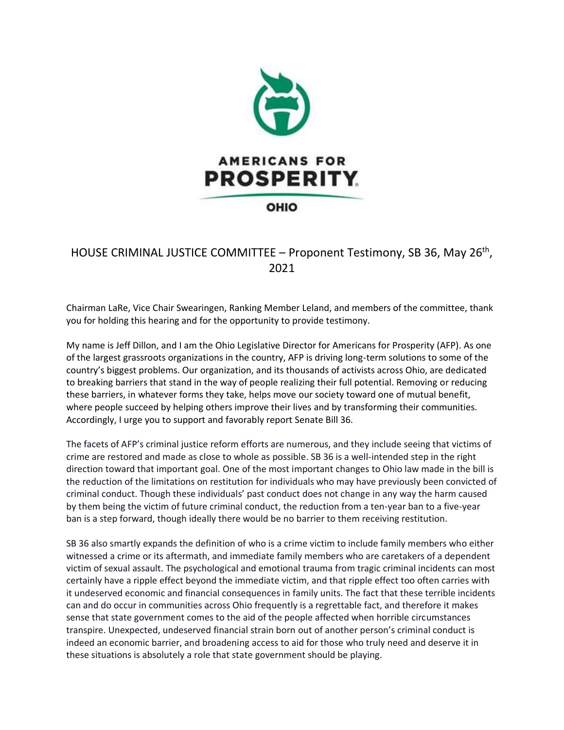AMERICANS FOR PROSPERITY

OHIO

## HOUSE CRIMINAL JUSTICE COMMITTEE – Proponent Testimony, SB 36, May 26th, 2021

Chairman LaRe, Vice Chair Swearingen, Ranking Member Leland, and members of the committee, thank you for holding this hearing and for the opportunity to provide testimony.

My name is Jeff Dillon, and I am the Ohio Legislative Director for Americans for Prosperity (AFP). As one of the largest grassroots organizations in the country, AFP is driving long-term solutions to some of the country's biggest problems. Our organization, and its thousands of activists across Ohio, are dedicated to breaking barriers that stand in the way of people realizing their full potential. Removing or reducing these barriers, in whatever forms they take, helps move our society toward one of mutual benefit, where people succeed by helping others improve their lives and by transforming their communities. Accordingly, I urge you to support and favorably report Senate Bill 36.

The facets of AFP's criminal justice reform efforts are numerous, and they include seeing that victims of crime are restored and made as close to whole as possible. SB 36 is a well-intended step in the right direction toward that important goal. One of the most important changes to Ohio law made in the bill is the reduction of the limitations on restitution for individuals who may have previously been convicted of criminal conduct. Though these individuals' past conduct does not change in any way the harm caused by them being the victim of future criminal conduct, the reduction from a ten-year ban to a five-year ban is a step forward, though ideally there would be no barrier to them receiving restitution.

SB 36 also smartly expands the definition of who is a crime victim to include family members who either witnessed a crime or its aftermath, and immediate family members who are caretakers of a dependent victim of sexual assault. The psychological and emotional trauma from tragic criminal incidents can most certainly have a ripple effect beyond the immediate victim, and that ripple effect too often carries with it undeserved economic and financial consequences in family units. The fact that these terrible incidents can and do occur in communities across Ohio frequently is a regrettable fact, and therefore it makes sense that state government comes to the aid of the people affected when horrible circumstances transpire. Unexpected, undeserved financial strain born out of another person's criminal conduct is indeed an economic barrier, and broadening access to aid for those who truly need and deserve it in these situations is absolutely a role that state government should be playing.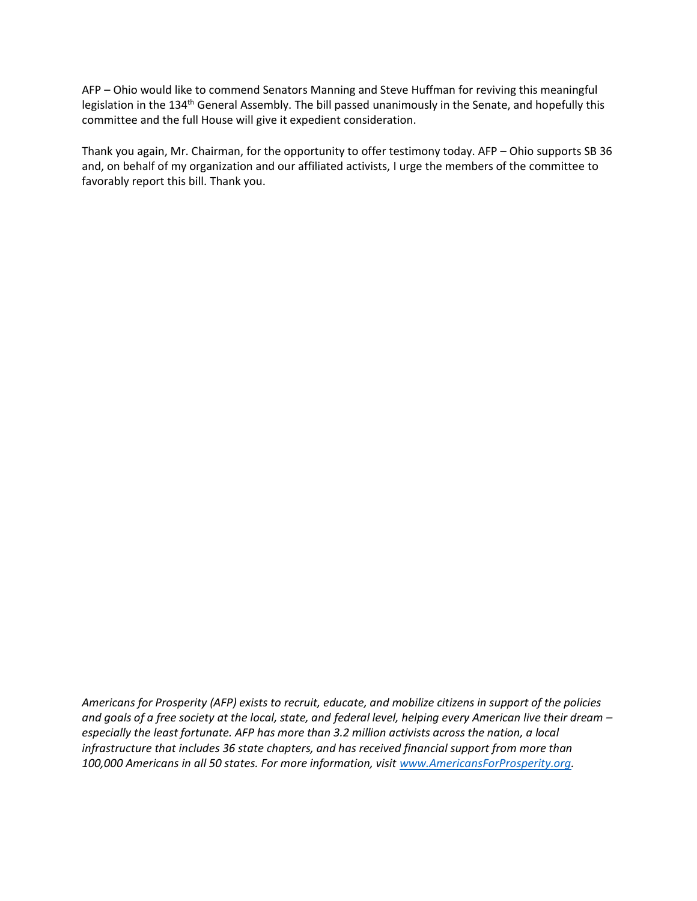AFP – Ohio would like to commend Senators Manning and Steve Huffman for reviving this meaningful legislation in the 134th General Assembly. The bill passed unanimously in the Senate, and hopefully this committee and the full House will give it expedient consideration.

Thank you again, Mr. Chairman, for the opportunity to offer testimony today. AFP – Ohio supports SB 36 and, on behalf of my organization and our affiliated activists, I urge the members of the committee to favorably report this bill. Thank you.

*Americans for Prosperity (AFP) exists to recruit, educate, and mobilize citizens in support of the policies and goals of a free society at the local, state, and federal level, helping every American live their dream – especially the least fortunate. AFP has more than 3.2 million activists across the nation, a local infrastructure that includes 36 state chapters, and has received financial support from more than 100,000 Americans in all 50 states. For more information, visit [www.AmericansForProsperity.org](http://www.AmericansForProsperity.org).*